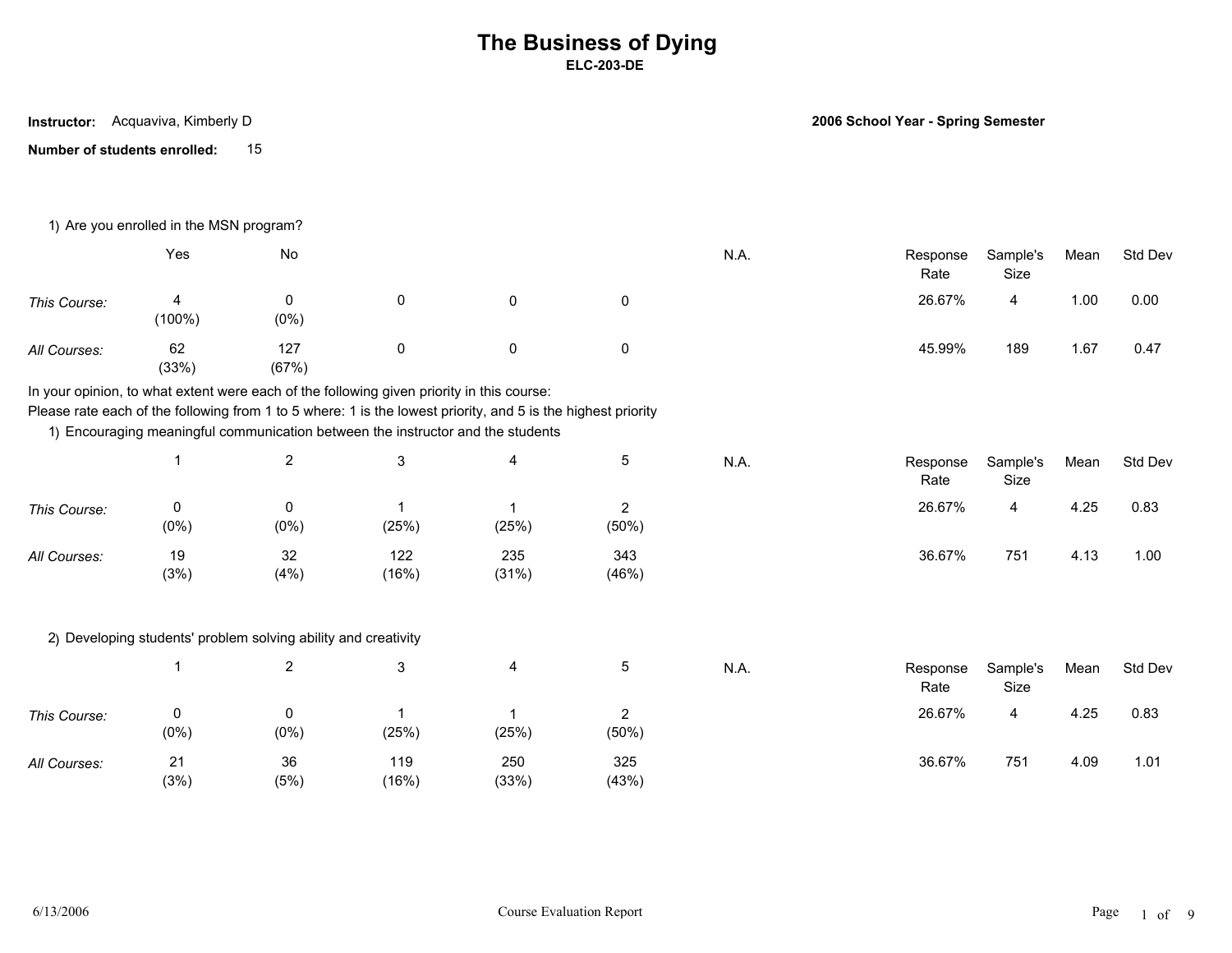# The Business of Dying

**ELC-203-DE**

**Instructor:** Acquaviva, Kimberly D

**2006 School Year - Spring Semester**

**Number of students enrolled:** 15

1) Are you enrolled in the MSN program?

| | Yes | No | | | | N.A. | Response Rate | Sample's Size | Mean | Std Dev |
|---|---|---|---|---|---|---|---|---|---|---|
| *This Course:* | 4 (100%) | 0 (0%) | 0 | 0 | 0 | | 26.67% | 4 | 1.00 | 0.00 |
| *All Courses:* | 62 (33%) | 127 (67%) | 0 | 0 | 0 | | 45.99% | 189 | 1.67 | 0.47 |

In your opinion, to what extent were each of the following given priority in this course:

Please rate each of the following from 1 to 5 where: 1 is the lowest priority, and 5 is the highest priority

1) Encouraging meaningful communication between the instructor and the students

| | 1 | 2 | 3 | 4 | 5 | N.A. | Response Rate | Sample's Size | Mean | Std Dev |
|---|---|---|---|---|---|---|---|---|---|---|
| *This Course:* | 0 (0%) | 0 (0%) | 1 (25%) | 1 (25%) | 2 (50%) | | 26.67% | 4 | 4.25 | 0.83 |
| *All Courses:* | 19 (3%) | 32 (4%) | 122 (16%) | 235 (31%) | 343 (46%) | | 36.67% | 751 | 4.13 | 1.00 |

2) Developing students' problem solving ability and creativity

| | 1 | 2 | 3 | 4 | 5 | N.A. | Response Rate | Sample's Size | Mean | Std Dev |
|---|---|---|---|---|---|---|---|---|---|---|
| *This Course:* | 0 (0%) | 0 (0%) | 1 (25%) | 1 (25%) | 2 (50%) | | 26.67% | 4 | 4.25 | 0.83 |
| *All Courses:* | 21 (3%) | 36 (5%) | 119 (16%) | 250 (33%) | 325 (43%) | | 36.67% | 751 | 4.09 | 1.01 |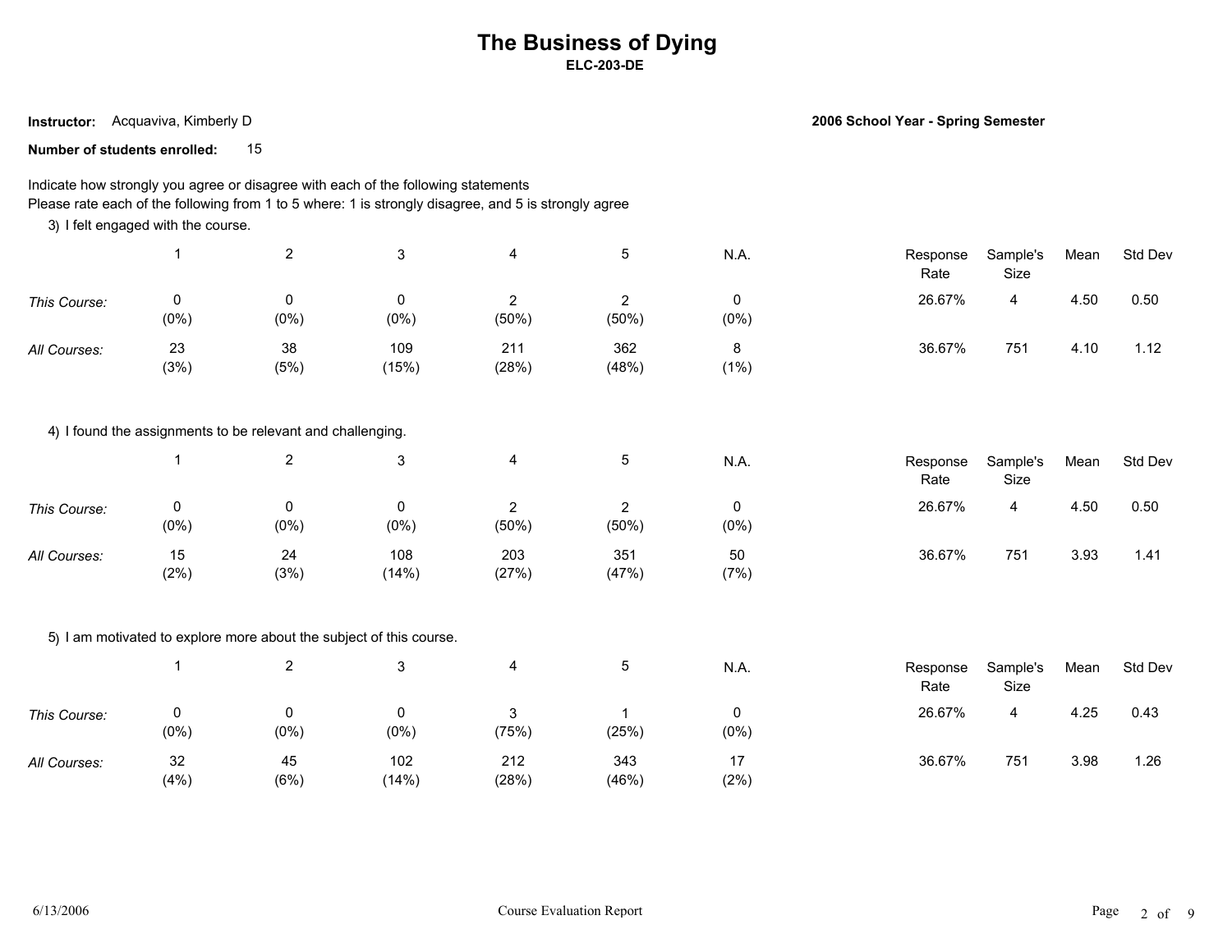# The Business of Dying

**ELC-203-DE**

**Instructor:** Acquaviva, Kimberly D

**2006 School Year - Spring Semester**

**Number of students enrolled:** 15

Indicate how strongly you agree or disagree with each of the following statements
Please rate each of the following from 1 to 5 where: 1 is strongly disagree, and 5 is strongly agree

3) I felt engaged with the course.

| | 1 | 2 | 3 | 4 | 5 | N.A. | Response Rate | Sample's Size | Mean | Std Dev |
|---|---|---|---|---|---|---|---|---|---|---|
| *This Course:* | 0 (0%) | 0 (0%) | 0 (0%) | 2 (50%) | 2 (50%) | 0 (0%) | 26.67% | 4 | 4.50 | 0.50 |
| *All Courses:* | 23 (3%) | 38 (5%) | 109 (15%) | 211 (28%) | 362 (48%) | 8 (1%) | 36.67% | 751 | 4.10 | 1.12 |

4) I found the assignments to be relevant and challenging.

| | 1 | 2 | 3 | 4 | 5 | N.A. | Response Rate | Sample's Size | Mean | Std Dev |
|---|---|---|---|---|---|---|---|---|---|---|
| *This Course:* | 0 (0%) | 0 (0%) | 0 (0%) | 2 (50%) | 2 (50%) | 0 (0%) | 26.67% | 4 | 4.50 | 0.50 |
| *All Courses:* | 15 (2%) | 24 (3%) | 108 (14%) | 203 (27%) | 351 (47%) | 50 (7%) | 36.67% | 751 | 3.93 | 1.41 |

5) I am motivated to explore more about the subject of this course.

| | 1 | 2 | 3 | 4 | 5 | N.A. | Response Rate | Sample's Size | Mean | Std Dev |
|---|---|---|---|---|---|---|---|---|---|---|
| *This Course:* | 0 (0%) | 0 (0%) | 0 (0%) | 3 (75%) | 1 (25%) | 0 (0%) | 26.67% | 4 | 4.25 | 0.43 |
| *All Courses:* | 32 (4%) | 45 (6%) | 102 (14%) | 212 (28%) | 343 (46%) | 17 (2%) | 36.67% | 751 | 3.98 | 1.26 |

6/13/2006 Course Evaluation Report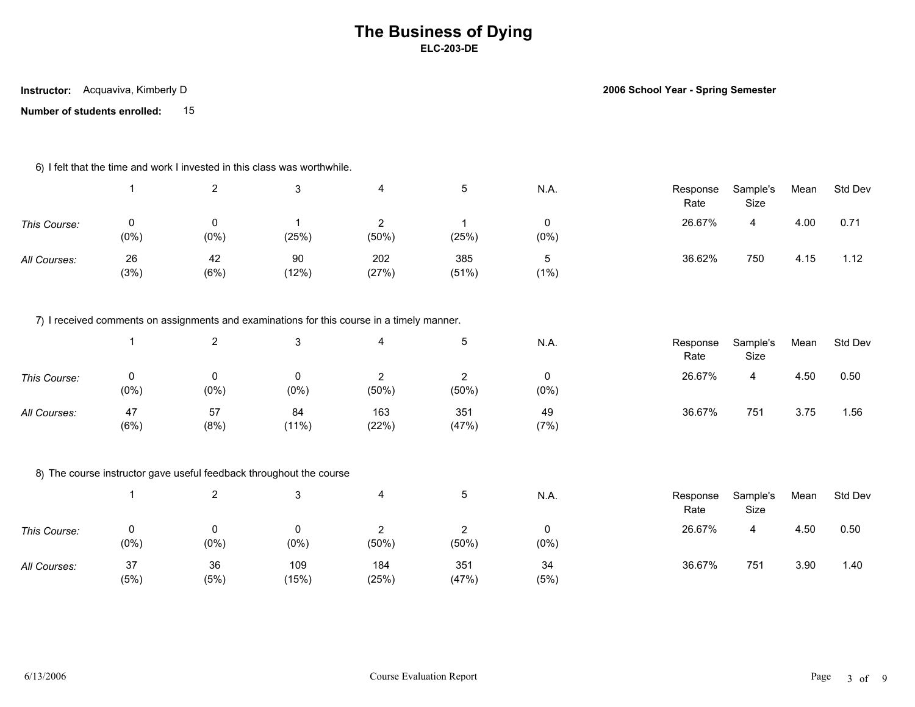# The Business of Dying

**ELC-203-DE**

**Instructor:** Acquaviva, Kimberly D

**2006 School Year - Spring Semester**

**Number of students enrolled:** 15

6) I felt that the time and work I invested in this class was worthwhile.

| | 1 | 2 | 3 | 4 | 5 | N.A. | Response Rate | Sample's Size | Mean | Std Dev |
|---|---|---|---|---|---|---|---|---|---|---|
| *This Course:* | 0 (0%) | 0 (0%) | 1 (25%) | 2 (50%) | 1 (25%) | 0 (0%) | 26.67% | 4 | 4.00 | 0.71 |
| *All Courses:* | 26 (3%) | 42 (6%) | 90 (12%) | 202 (27%) | 385 (51%) | 5 (1%) | 36.62% | 750 | 4.15 | 1.12 |

7) I received comments on assignments and examinations for this course in a timely manner.

| | 1 | 2 | 3 | 4 | 5 | N.A. | Response Rate | Sample's Size | Mean | Std Dev |
|---|---|---|---|---|---|---|---|---|---|---|
| *This Course:* | 0 (0%) | 0 (0%) | 0 (0%) | 2 (50%) | 2 (50%) | 0 (0%) | 26.67% | 4 | 4.50 | 0.50 |
| *All Courses:* | 47 (6%) | 57 (8%) | 84 (11%) | 163 (22%) | 351 (47%) | 49 (7%) | 36.67% | 751 | 3.75 | 1.56 |

8) The course instructor gave useful feedback throughout the course

| | 1 | 2 | 3 | 4 | 5 | N.A. | Response Rate | Sample's Size | Mean | Std Dev |
|---|---|---|---|---|---|---|---|---|---|---|
| *This Course:* | 0 (0%) | 0 (0%) | 0 (0%) | 2 (50%) | 2 (50%) | 0 (0%) | 26.67% | 4 | 4.50 | 0.50 |
| *All Courses:* | 37 (5%) | 36 (5%) | 109 (15%) | 184 (25%) | 351 (47%) | 34 (5%) | 36.67% | 751 | 3.90 | 1.40 |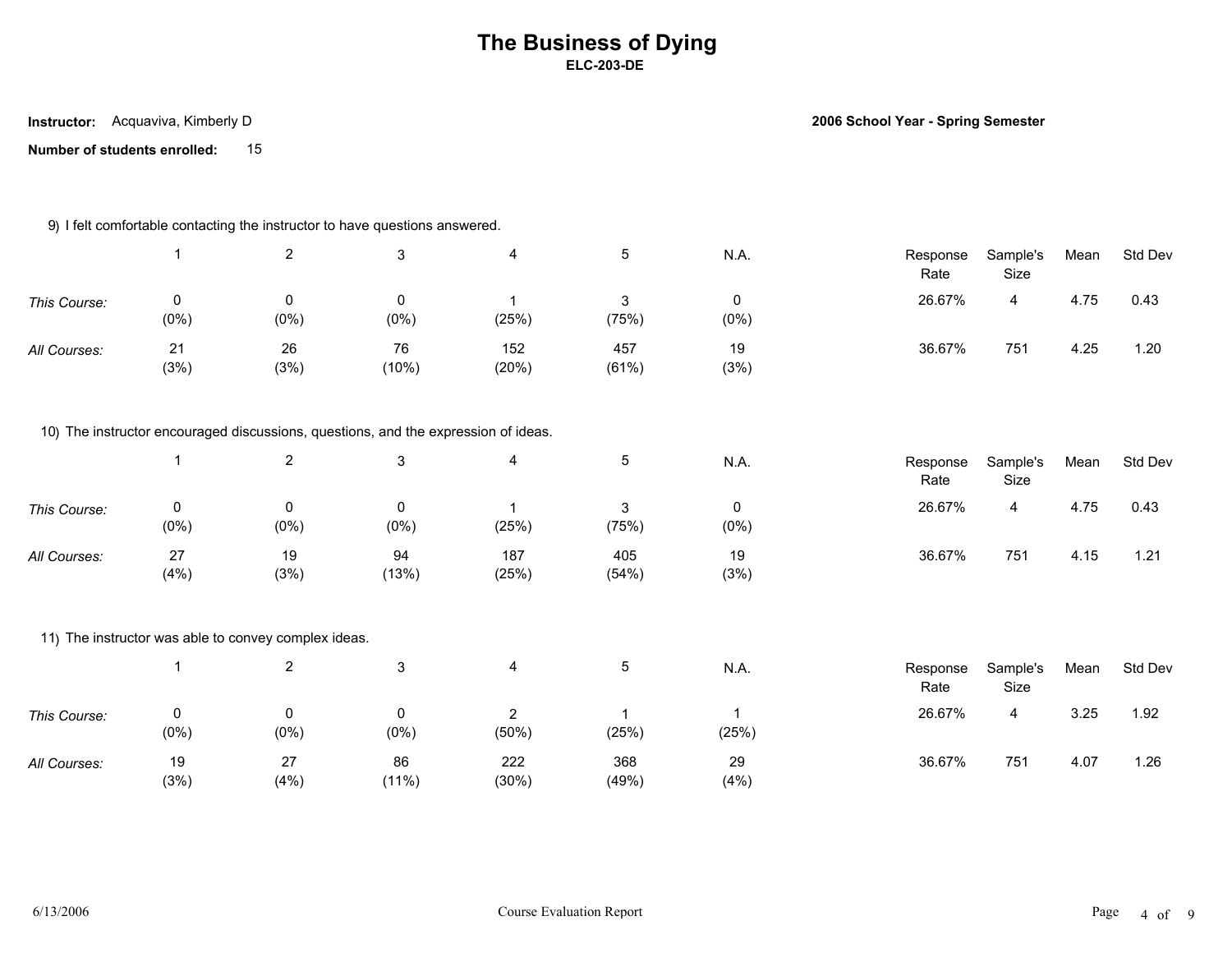# The Business of Dying

**ELC-203-DE**

**Instructor:** Acquaviva, Kimberly D

**2006 School Year - Spring Semester**

**Number of students enrolled:** 15

9) I felt comfortable contacting the instructor to have questions answered.

| | 1 | 2 | 3 | 4 | 5 | N.A. | Response Rate | Sample's Size | Mean | Std Dev |
|---|---|---|---|---|---|---|---|---|---|---|
| *This Course:* | 0 (0%) | 0 (0%) | 0 (0%) | 1 (25%) | 3 (75%) | 0 (0%) | 26.67% | 4 | 4.75 | 0.43 |
| *All Courses:* | 21 (3%) | 26 (3%) | 76 (10%) | 152 (20%) | 457 (61%) | 19 (3%) | 36.67% | 751 | 4.25 | 1.20 |

10) The instructor encouraged discussions, questions, and the expression of ideas.

| | 1 | 2 | 3 | 4 | 5 | N.A. | Response Rate | Sample's Size | Mean | Std Dev |
|---|---|---|---|---|---|---|---|---|---|---|
| *This Course:* | 0 (0%) | 0 (0%) | 0 (0%) | 1 (25%) | 3 (75%) | 0 (0%) | 26.67% | 4 | 4.75 | 0.43 |
| *All Courses:* | 27 (4%) | 19 (3%) | 94 (13%) | 187 (25%) | 405 (54%) | 19 (3%) | 36.67% | 751 | 4.15 | 1.21 |

11) The instructor was able to convey complex ideas.

| | 1 | 2 | 3 | 4 | 5 | N.A. | Response Rate | Sample's Size | Mean | Std Dev |
|---|---|---|---|---|---|---|---|---|---|---|
| *This Course:* | 0 (0%) | 0 (0%) | 0 (0%) | 2 (50%) | 1 (25%) | 1 (25%) | 26.67% | 4 | 3.25 | 1.92 |
| *All Courses:* | 19 (3%) | 27 (4%) | 86 (11%) | 222 (30%) | 368 (49%) | 29 (4%) | 36.67% | 751 | 4.07 | 1.26 |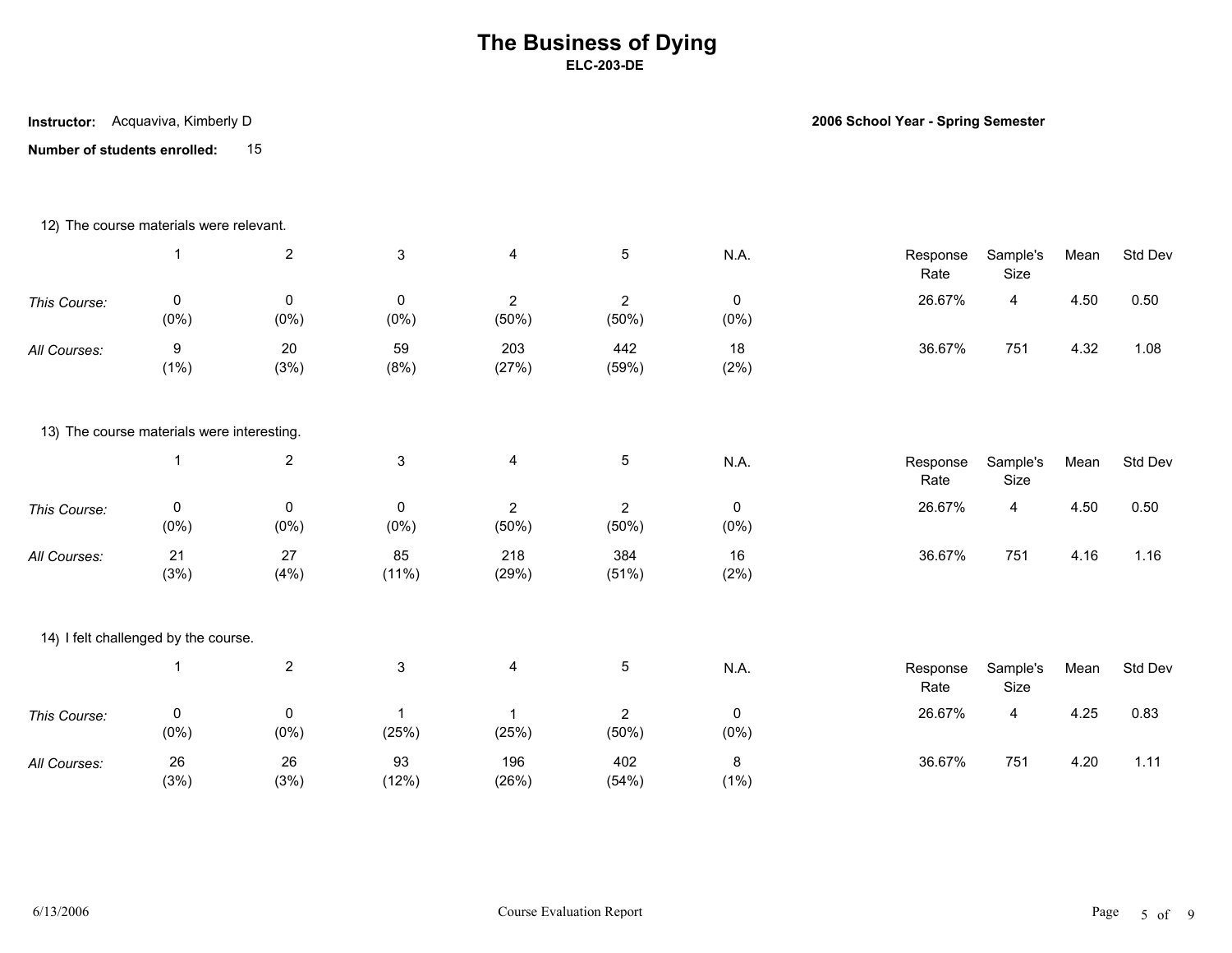# The Business of Dying

**ELC-203-DE**

**Instructor:** Acquaviva, Kimberly D

**2006 School Year - Spring Semester**

**Number of students enrolled:** 15

12) The course materials were relevant.

| | 1 | 2 | 3 | 4 | 5 | N.A. | Response Rate | Sample's Size | Mean | Std Dev |
|---|---|---|---|---|---|---|---|---|---|---|
| *This Course:* | 0 (0%) | 0 (0%) | 0 (0%) | 2 (50%) | 2 (50%) | 0 (0%) | 26.67% | 4 | 4.50 | 0.50 |
| *All Courses:* | 9 (1%) | 20 (3%) | 59 (8%) | 203 (27%) | 442 (59%) | 18 (2%) | 36.67% | 751 | 4.32 | 1.08 |

13) The course materials were interesting.

| | 1 | 2 | 3 | 4 | 5 | N.A. | Response Rate | Sample's Size | Mean | Std Dev |
|---|---|---|---|---|---|---|---|---|---|---|
| *This Course:* | 0 (0%) | 0 (0%) | 0 (0%) | 2 (50%) | 2 (50%) | 0 (0%) | 26.67% | 4 | 4.50 | 0.50 |
| *All Courses:* | 21 (3%) | 27 (4%) | 85 (11%) | 218 (29%) | 384 (51%) | 16 (2%) | 36.67% | 751 | 4.16 | 1.16 |

14) I felt challenged by the course.

| | 1 | 2 | 3 | 4 | 5 | N.A. | Response Rate | Sample's Size | Mean | Std Dev |
|---|---|---|---|---|---|---|---|---|---|---|
| *This Course:* | 0 (0%) | 0 (0%) | 1 (25%) | 1 (25%) | 2 (50%) | 0 (0%) | 26.67% | 4 | 4.25 | 0.83 |
| *All Courses:* | 26 (3%) | 26 (3%) | 93 (12%) | 196 (26%) | 402 (54%) | 8 (1%) | 36.67% | 751 | 4.20 | 1.11 |

6/13/2006 Course Evaluation Report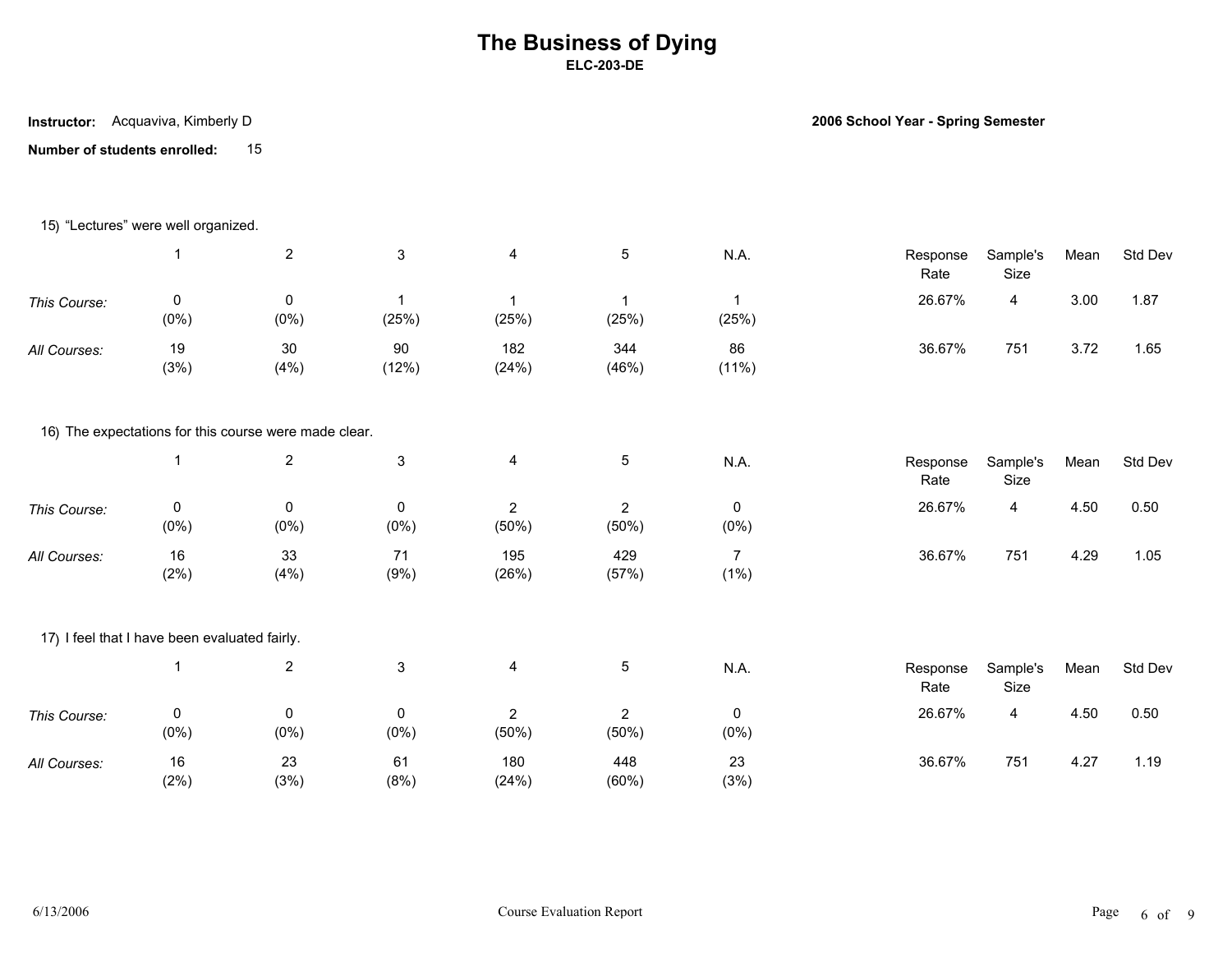# The Business of Dying

**ELC-203-DE**

**Instructor:** Acquaviva, Kimberly D

**2006 School Year - Spring Semester**

**Number of students enrolled:** 15

15) “Lectures” were well organized.

| | 1 | 2 | 3 | 4 | 5 | N.A. | Response Rate | Sample's Size | Mean | Std Dev |
|---|---|---|---|---|---|---|---|---|---|---|
| *This Course:* | 0 (0%) | 0 (0%) | 1 (25%) | 1 (25%) | 1 (25%) | 1 (25%) | 26.67% | 4 | 3.00 | 1.87 |
| *All Courses:* | 19 (3%) | 30 (4%) | 90 (12%) | 182 (24%) | 344 (46%) | 86 (11%) | 36.67% | 751 | 3.72 | 1.65 |

16) The expectations for this course were made clear.

| | 1 | 2 | 3 | 4 | 5 | N.A. | Response Rate | Sample's Size | Mean | Std Dev |
|---|---|---|---|---|---|---|---|---|---|---|
| *This Course:* | 0 (0%) | 0 (0%) | 0 (0%) | 2 (50%) | 2 (50%) | 0 (0%) | 26.67% | 4 | 4.50 | 0.50 |
| *All Courses:* | 16 (2%) | 33 (4%) | 71 (9%) | 195 (26%) | 429 (57%) | 7 (1%) | 36.67% | 751 | 4.29 | 1.05 |

17) I feel that I have been evaluated fairly.

| | 1 | 2 | 3 | 4 | 5 | N.A. | Response Rate | Sample's Size | Mean | Std Dev |
|---|---|---|---|---|---|---|---|---|---|---|
| *This Course:* | 0 (0%) | 0 (0%) | 0 (0%) | 2 (50%) | 2 (50%) | 0 (0%) | 26.67% | 4 | 4.50 | 0.50 |
| *All Courses:* | 16 (2%) | 23 (3%) | 61 (8%) | 180 (24%) | 448 (60%) | 23 (3%) | 36.67% | 751 | 4.27 | 1.19 |

6/13/2006 Course Evaluation Report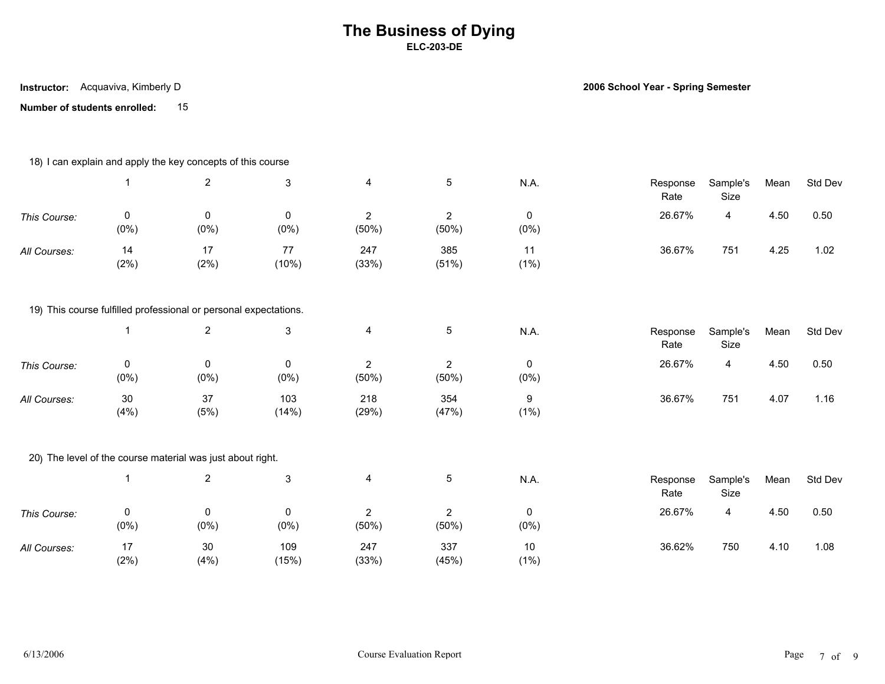# The Business of Dying

**ELC-203-DE**

**Instructor:** Acquaviva, Kimberly D

**2006 School Year - Spring Semester**

**Number of students enrolled:** 15

18) I can explain and apply the key concepts of this course

| | 1 | 2 | 3 | 4 | 5 | N.A. | Response Rate | Sample's Size | Mean | Std Dev |
|---|---|---|---|---|---|---|---|---|---|---|
| *This Course:* | 0 (0%) | 0 (0%) | 0 (0%) | 2 (50%) | 2 (50%) | 0 (0%) | 26.67% | 4 | 4.50 | 0.50 |
| *All Courses:* | 14 (2%) | 17 (2%) | 77 (10%) | 247 (33%) | 385 (51%) | 11 (1%) | 36.67% | 751 | 4.25 | 1.02 |

19) This course fulfilled professional or personal expectations.

| | 1 | 2 | 3 | 4 | 5 | N.A. | Response Rate | Sample's Size | Mean | Std Dev |
|---|---|---|---|---|---|---|---|---|---|---|
| *This Course:* | 0 (0%) | 0 (0%) | 0 (0%) | 2 (50%) | 2 (50%) | 0 (0%) | 26.67% | 4 | 4.50 | 0.50 |
| *All Courses:* | 30 (4%) | 37 (5%) | 103 (14%) | 218 (29%) | 354 (47%) | 9 (1%) | 36.67% | 751 | 4.07 | 1.16 |

20) The level of the course material was just about right.

| | 1 | 2 | 3 | 4 | 5 | N.A. | Response Rate | Sample's Size | Mean | Std Dev |
|---|---|---|---|---|---|---|---|---|---|---|
| *This Course:* | 0 (0%) | 0 (0%) | 0 (0%) | 2 (50%) | 2 (50%) | 0 (0%) | 26.67% | 4 | 4.50 | 0.50 |
| *All Courses:* | 17 (2%) | 30 (4%) | 109 (15%) | 247 (33%) | 337 (45%) | 10 (1%) | 36.62% | 750 | 4.10 | 1.08 |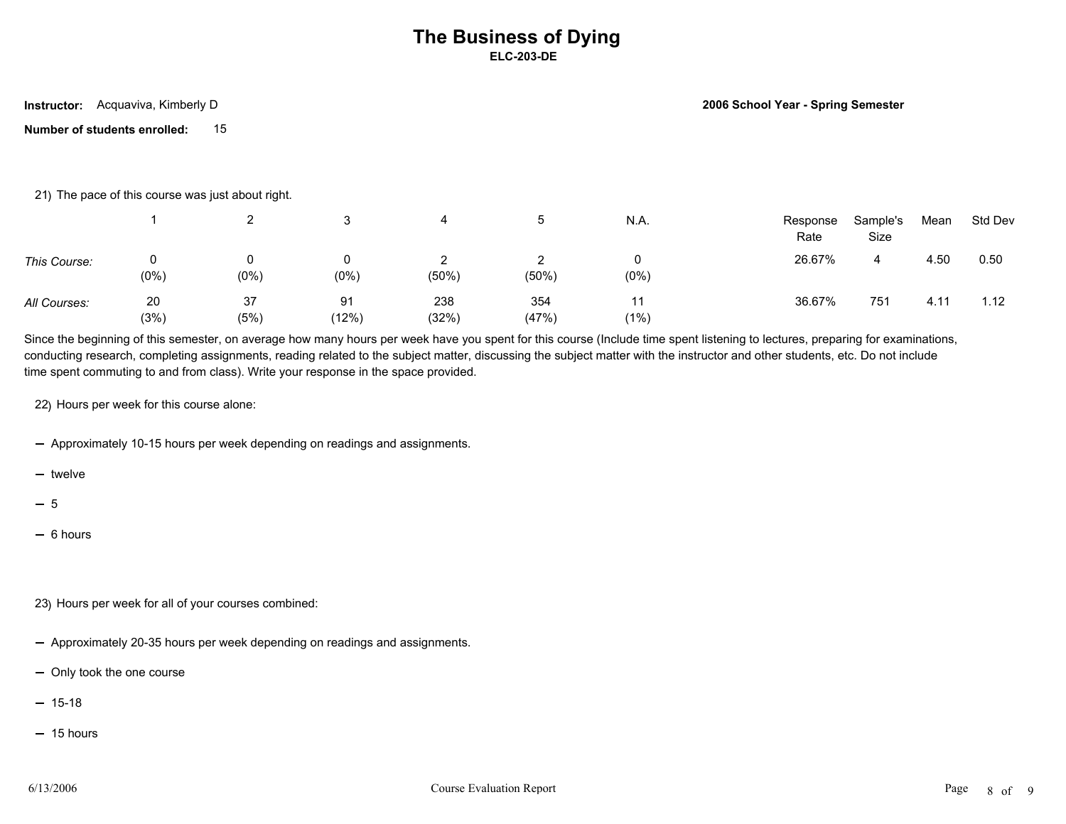# The Business of Dying

**ELC-203-DE**

**Instructor:** Acquaviva, Kimberly D

**2006 School Year - Spring Semester**

**Number of students enrolled:** 15

21) The pace of this course was just about right.

| | 1 | 2 | 3 | 4 | 5 | N.A. | Response Rate | Sample's Size | Mean | Std Dev |
|---|---|---|---|---|---|---|---|---|---|---|
| *This Course:* | 0 (0%) | 0 (0%) | 0 (0%) | 2 (50%) | 2 (50%) | 0 (0%) | 26.67% | 4 | 4.50 | 0.50 |
| *All Courses:* | 20 (3%) | 37 (5%) | 91 (12%) | 238 (32%) | 354 (47%) | 11 (1%) | 36.67% | 751 | 4.11 | 1.12 |

Since the beginning of this semester, on average how many hours per week have you spent for this course (Include time spent listening to lectures, preparing for examinations, conducting research, completing assignments, reading related to the subject matter, discussing the subject matter with the instructor and other students, etc. Do not include time spent commuting to and from class). Write your response in the space provided.

22) Hours per week for this course alone:

- Approximately 10-15 hours per week depending on readings and assignments.
- twelve
- 5
- 6 hours

23) Hours per week for all of your courses combined:

- Approximately 20-35 hours per week depending on readings and assignments.
- Only took the one course
- 15-18
- 15 hours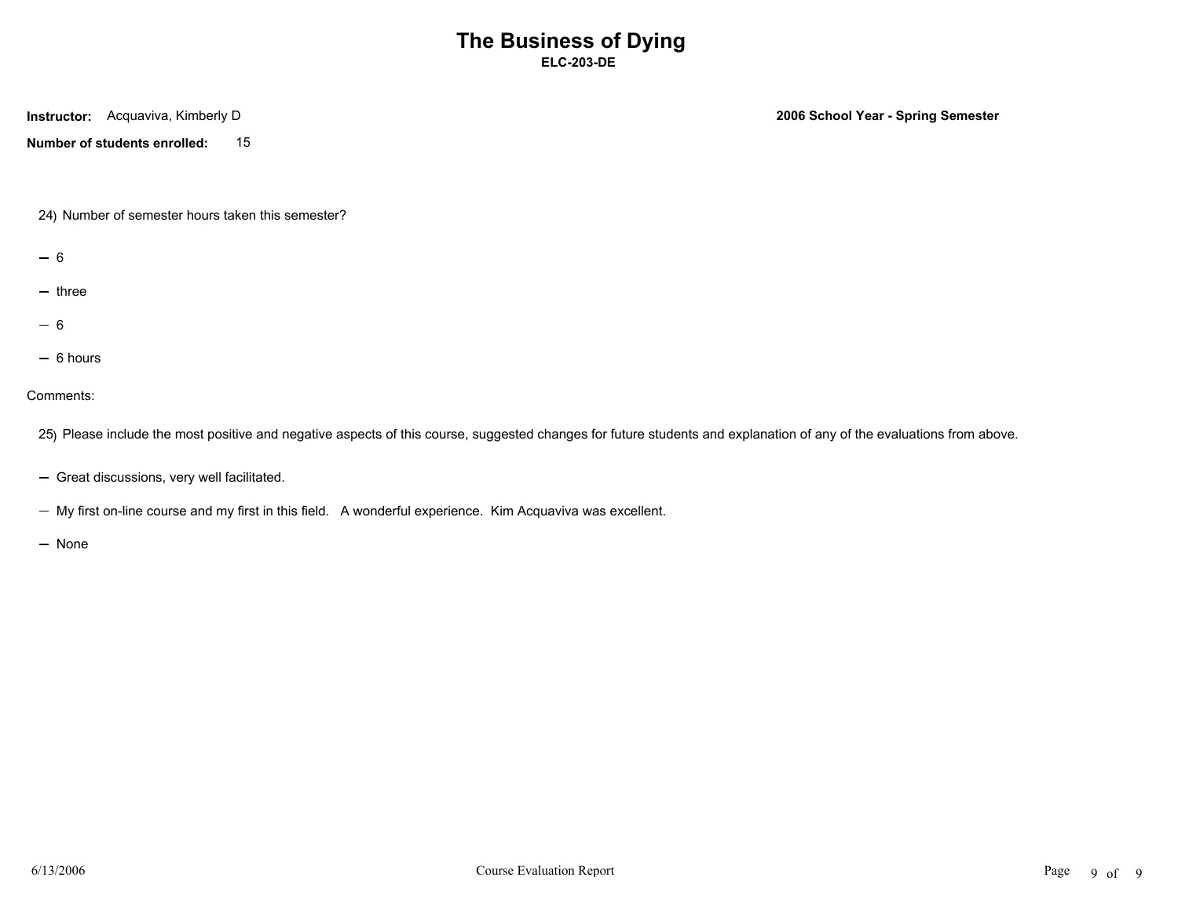# The Business of Dying

**ELC-203-DE**

**Instructor:** Acquaviva, Kimberly D

**2006 School Year - Spring Semester**

**Number of students enrolled:** 15

24) Number of semester hours taken this semester?

- 6
- three
- 6
- 6 hours

Comments:

25) Please include the most positive and negative aspects of this course, suggested changes for future students and explanation of any of the evaluations from above.

- Great discussions, very well facilitated.
- My first on-line course and my first in this field. A wonderful experience. Kim Acquaviva was excellent.
- None